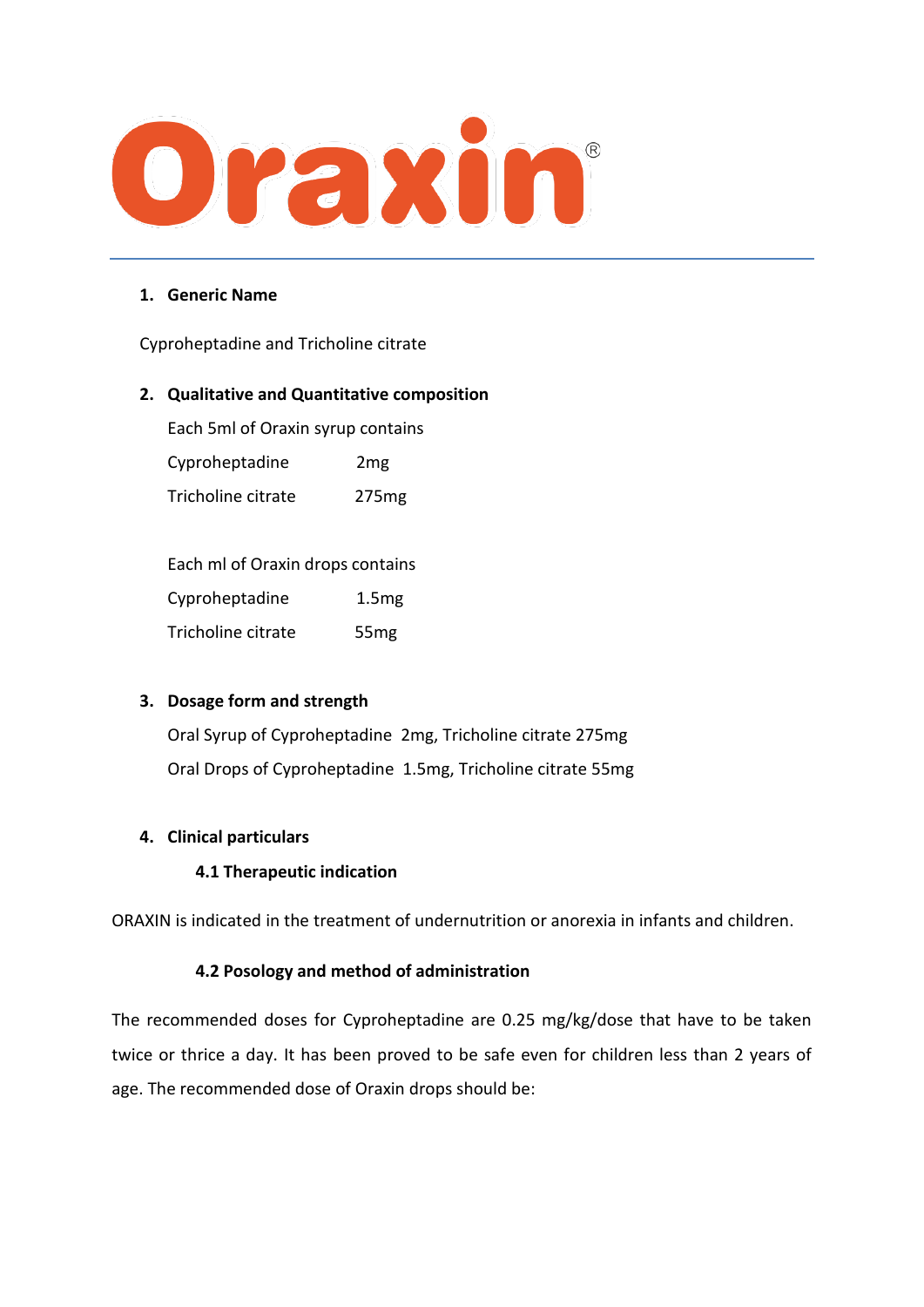# Oraxin®

1. **Generic Name**

Cyproheptadine and Tricholine citrate

2. **Qualitative and Quantitative composition**

Each 5ml of Oraxin syrup contains

| | |
|---|---|
| Cyproheptadine | 2mg |
| Tricholine citrate | 275mg |

Each ml of Oraxin drops contains

| | |
|---|---|
| Cyproheptadine | 1.5mg |
| Tricholine citrate | 55mg |

3. **Dosage form and strength**

Oral Syrup of Cyproheptadine 2mg, Tricholine citrate 275mg

Oral Drops of Cyproheptadine 1.5mg, Tricholine citrate 55mg

4. **Clinical particulars**

**4.1 Therapeutic indication**

ORAXIN is indicated in the treatment of undernutrition or anorexia in infants and children.

**4.2 Posology and method of administration**

The recommended doses for Cyproheptadine are 0.25 mg/kg/dose that have to be taken twice or thrice a day. It has been proved to be safe even for children less than 2 years of age. The recommended dose of Oraxin drops should be: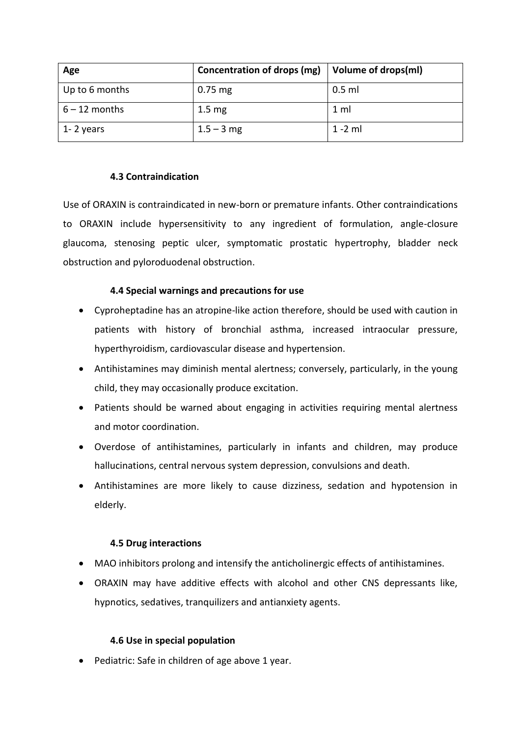| Age | Concentration of drops (mg) | Volume of drops(ml) |
|---|---|---|
| Up to 6 months | 0.75 mg | 0.5 ml |
| 6 – 12 months | 1.5 mg | 1 ml |
| 1- 2 years | 1.5 – 3 mg | 1 -2 ml |

### 4.3 Contraindication

Use of ORAXIN is contraindicated in new-born or premature infants. Other contraindications to ORAXIN include hypersensitivity to any ingredient of formulation, angle-closure glaucoma, stenosing peptic ulcer, symptomatic prostatic hypertrophy, bladder neck obstruction and pyloroduodenal obstruction.

### 4.4 Special warnings and precautions for use

- Cyproheptadine has an atropine-like action therefore, should be used with caution in patients with history of bronchial asthma, increased intraocular pressure, hyperthyroidism, cardiovascular disease and hypertension.
- Antihistamines may diminish mental alertness; conversely, particularly, in the young child, they may occasionally produce excitation.
- Patients should be warned about engaging in activities requiring mental alertness and motor coordination.
- Overdose of antihistamines, particularly in infants and children, may produce hallucinations, central nervous system depression, convulsions and death.
- Antihistamines are more likely to cause dizziness, sedation and hypotension in elderly.

### 4.5 Drug interactions

- MAO inhibitors prolong and intensify the anticholinergic effects of antihistamines.
- ORAXIN may have additive effects with alcohol and other CNS depressants like, hypnotics, sedatives, tranquilizers and antianxiety agents.

### 4.6 Use in special population

- Pediatric: Safe in children of age above 1 year.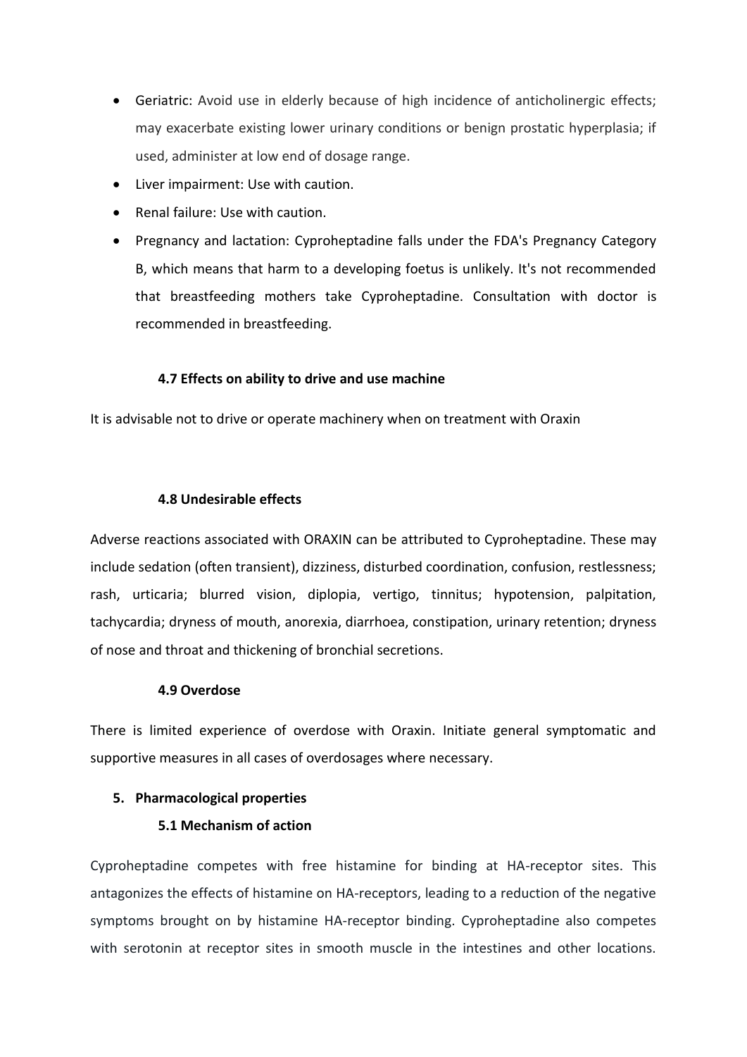- Geriatric: Avoid use in elderly because of high incidence of anticholinergic effects; may exacerbate existing lower urinary conditions or benign prostatic hyperplasia; if used, administer at low end of dosage range.
- Liver impairment: Use with caution.
- Renal failure: Use with caution.
- Pregnancy and lactation: Cyproheptadine falls under the FDA's Pregnancy Category B, which means that harm to a developing foetus is unlikely. It's not recommended that breastfeeding mothers take Cyproheptadine. Consultation with doctor is recommended in breastfeeding.

### 4.7 Effects on ability to drive and use machine

It is advisable not to drive or operate machinery when on treatment with Oraxin

### 4.8 Undesirable effects

Adverse reactions associated with ORAXIN can be attributed to Cyproheptadine. These may include sedation (often transient), dizziness, disturbed coordination, confusion, restlessness; rash, urticaria; blurred vision, diplopia, vertigo, tinnitus; hypotension, palpitation, tachycardia; dryness of mouth, anorexia, diarrhoea, constipation, urinary retention; dryness of nose and throat and thickening of bronchial secretions.

### 4.9 Overdose

There is limited experience of overdose with Oraxin. Initiate general symptomatic and supportive measures in all cases of overdosages where necessary.

## 5. Pharmacological properties

### 5.1 Mechanism of action

Cyproheptadine competes with free histamine for binding at HA-receptor sites. This antagonizes the effects of histamine on HA-receptors, leading to a reduction of the negative symptoms brought on by histamine HA-receptor binding. Cyproheptadine also competes with serotonin at receptor sites in smooth muscle in the intestines and other locations.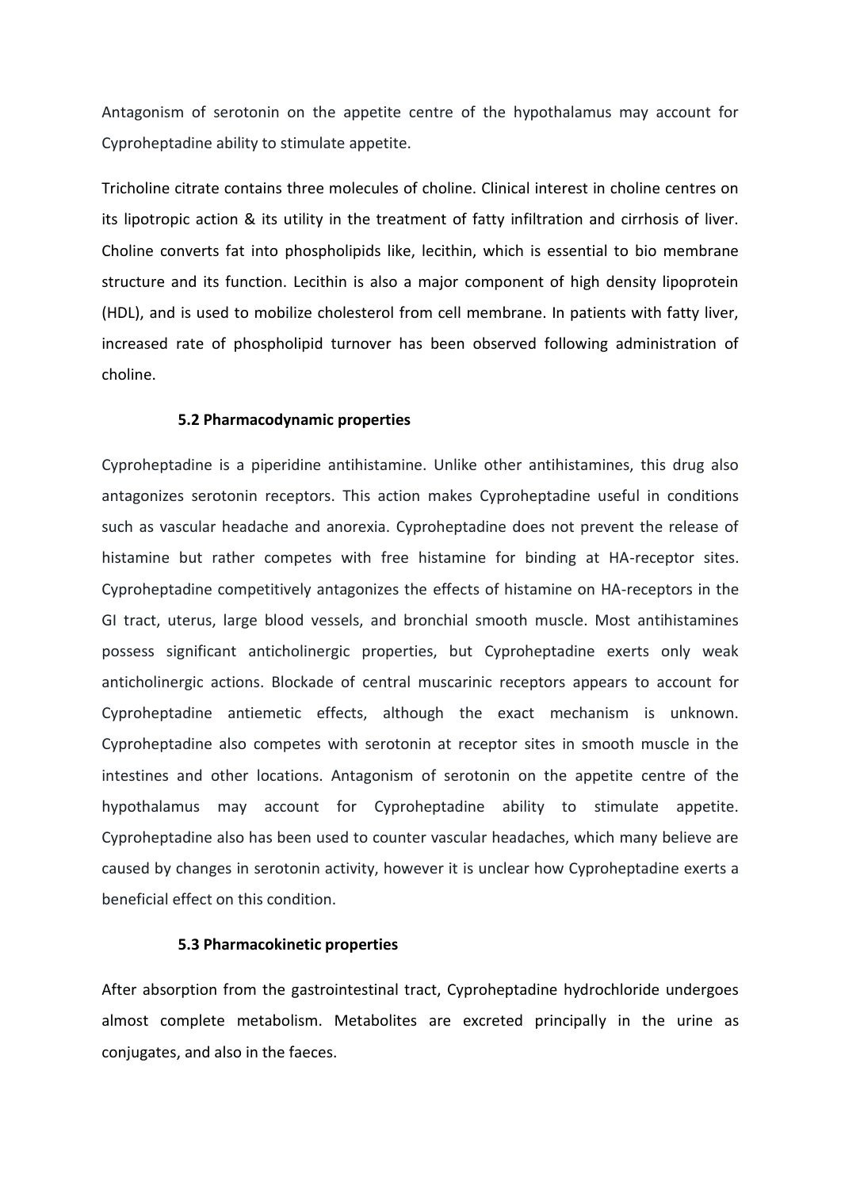Antagonism of serotonin on the appetite centre of the hypothalamus may account for Cyproheptadine ability to stimulate appetite.

Tricholine citrate contains three molecules of choline. Clinical interest in choline centres on its lipotropic action & its utility in the treatment of fatty infiltration and cirrhosis of liver. Choline converts fat into phospholipids like, lecithin, which is essential to bio membrane structure and its function. Lecithin is also a major component of high density lipoprotein (HDL), and is used to mobilize cholesterol from cell membrane. In patients with fatty liver, increased rate of phospholipid turnover has been observed following administration of choline.

### 5.2 Pharmacodynamic properties

Cyproheptadine is a piperidine antihistamine. Unlike other antihistamines, this drug also antagonizes serotonin receptors. This action makes Cyproheptadine useful in conditions such as vascular headache and anorexia. Cyproheptadine does not prevent the release of histamine but rather competes with free histamine for binding at HA-receptor sites. Cyproheptadine competitively antagonizes the effects of histamine on HA-receptors in the GI tract, uterus, large blood vessels, and bronchial smooth muscle. Most antihistamines possess significant anticholinergic properties, but Cyproheptadine exerts only weak anticholinergic actions. Blockade of central muscarinic receptors appears to account for Cyproheptadine antiemetic effects, although the exact mechanism is unknown. Cyproheptadine also competes with serotonin at receptor sites in smooth muscle in the intestines and other locations. Antagonism of serotonin on the appetite centre of the hypothalamus may account for Cyproheptadine ability to stimulate appetite. Cyproheptadine also has been used to counter vascular headaches, which many believe are caused by changes in serotonin activity, however it is unclear how Cyproheptadine exerts a beneficial effect on this condition.

### 5.3 Pharmacokinetic properties

After absorption from the gastrointestinal tract, Cyproheptadine hydrochloride undergoes almost complete metabolism. Metabolites are excreted principally in the urine as conjugates, and also in the faeces.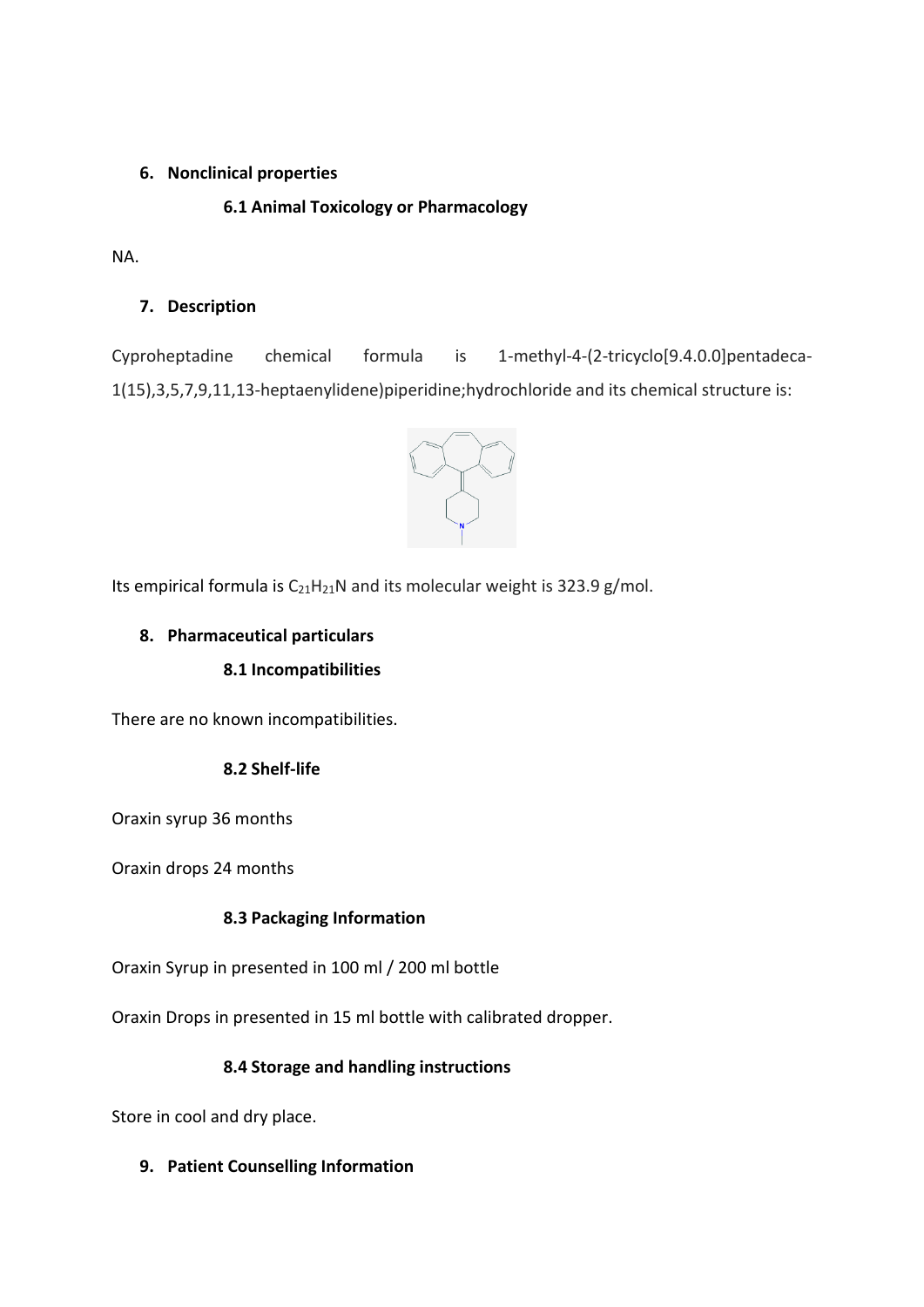## 6. Nonclinical properties

### 6.1 Animal Toxicology or Pharmacology

NA.

## 7. Description

Cyproheptadine chemical formula is 1-methyl-4-(2-tricyclo[9.4.0.0]pentadeca-1(15),3,5,7,9,11,13-heptaenylidene)piperidine;hydrochloride and its chemical structure is:

Its empirical formula is $C_{21}H_{21}N$ and its molecular weight is 323.9 g/mol.

## 8. Pharmaceutical particulars

### 8.1 Incompatibilities

There are no known incompatibilities.

### 8.2 Shelf-life

Oraxin syrup 36 months

Oraxin drops 24 months

### 8.3 Packaging Information

Oraxin Syrup in presented in 100 ml / 200 ml bottle

Oraxin Drops in presented in 15 ml bottle with calibrated dropper.

### 8.4 Storage and handling instructions

Store in cool and dry place.

## 9. Patient Counselling Information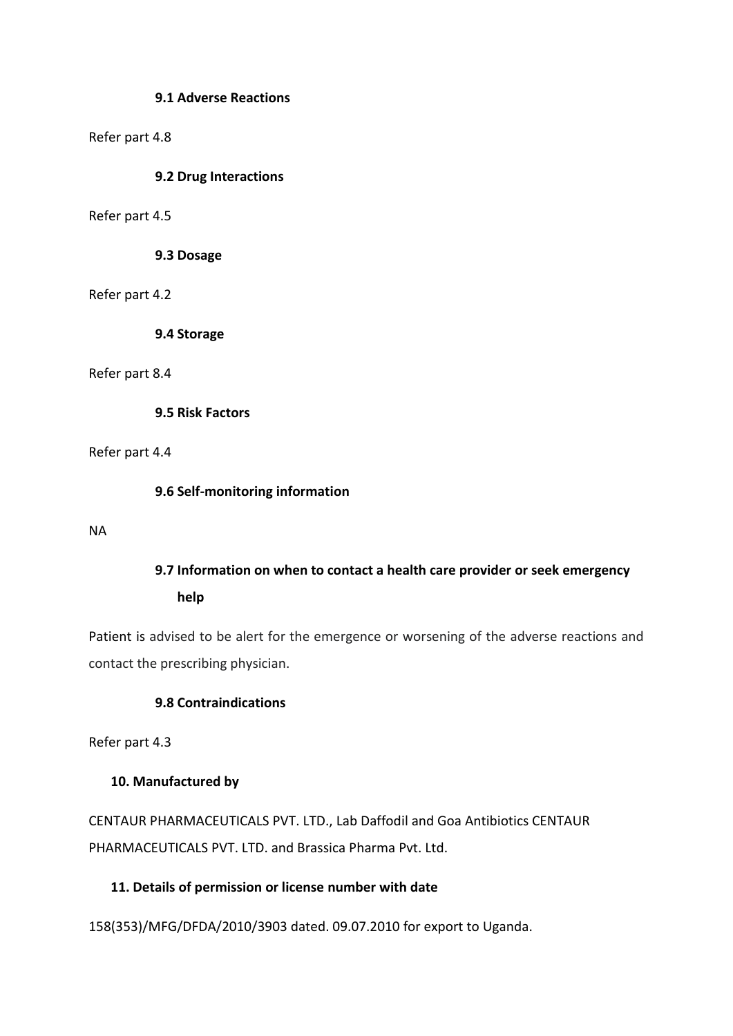### 9.1 Adverse Reactions

Refer part 4.8

### 9.2 Drug Interactions

Refer part 4.5

### 9.3 Dosage

Refer part 4.2

### 9.4 Storage

Refer part 8.4

### 9.5 Risk Factors

Refer part 4.4

### 9.6 Self-monitoring information

NA

### 9.7 Information on when to contact a health care provider or seek emergency help

Patient is advised to be alert for the emergence or worsening of the adverse reactions and contact the prescribing physician.

### 9.8 Contraindications

Refer part 4.3

## 10. Manufactured by

CENTAUR PHARMACEUTICALS PVT. LTD., Lab Daffodil and Goa Antibiotics CENTAUR PHARMACEUTICALS PVT. LTD. and Brassica Pharma Pvt. Ltd.

## 11. Details of permission or license number with date

158(353)/MFG/DFDA/2010/3903 dated. 09.07.2010 for export to Uganda.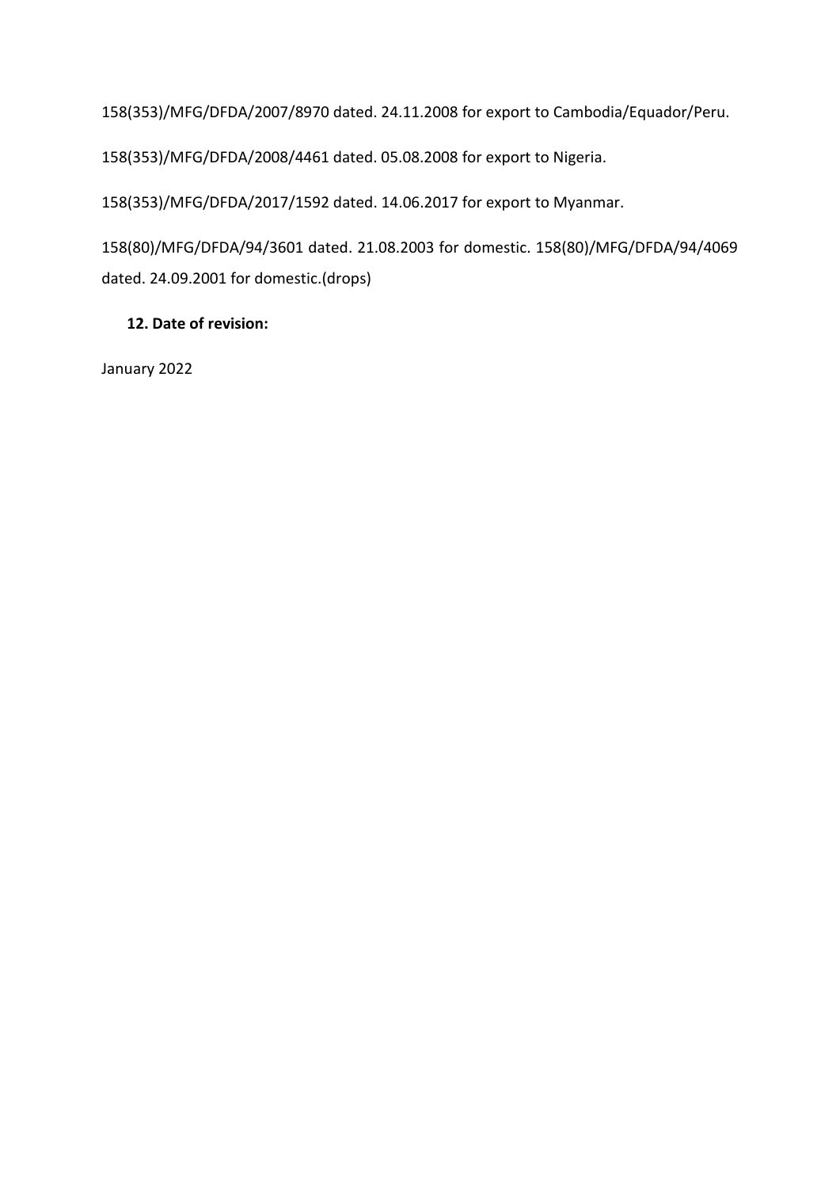158(353)/MFG/DFDA/2007/8970 dated. 24.11.2008 for export to Cambodia/Equador/Peru.

158(353)/MFG/DFDA/2008/4461 dated. 05.08.2008 for export to Nigeria.

158(353)/MFG/DFDA/2017/1592 dated. 14.06.2017 for export to Myanmar.

158(80)/MFG/DFDA/94/3601 dated. 21.08.2003 for domestic. 158(80)/MFG/DFDA/94/4069 dated. 24.09.2001 for domestic.(drops)

**12. Date of revision:**

January 2022